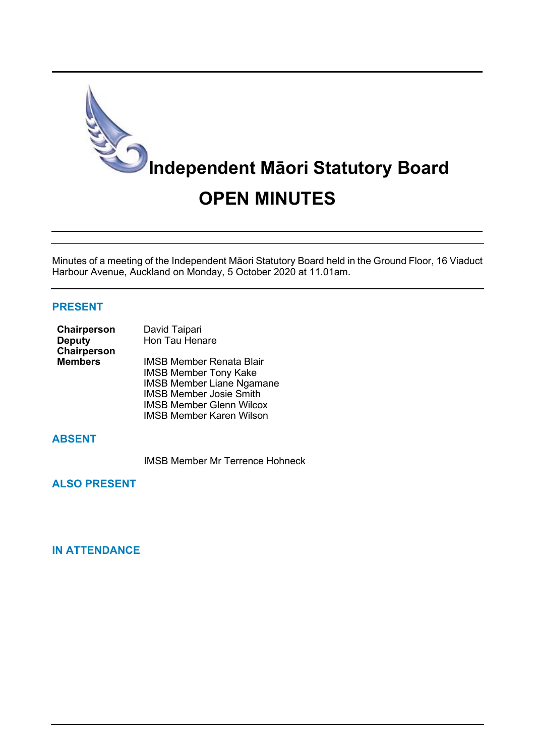# Independent Māori Statutory Board

# OPEN MINUTES

Minutes of a meeting of the Independent Māori Statutory Board held in the Ground Floor, 16 Viaduct Harbour Avenue, Auckland on Monday, 5 October 2020 at 11.01am.

## PRESENT

| | |
|---|---|
| **Chairperson** | David Taipari |
| **Deputy Chairperson** | Hon Tau Henare |
| **Members** | IMSB Member Renata Blair |
| | IMSB Member Tony Kake |
| | IMSB Member Liane Ngamane |
| | IMSB Member Josie Smith |
| | IMSB Member Glenn Wilcox |
| | IMSB Member Karen Wilson |

## ABSENT

IMSB Member Mr Terrence Hohneck

## ALSO PRESENT

## IN ATTENDANCE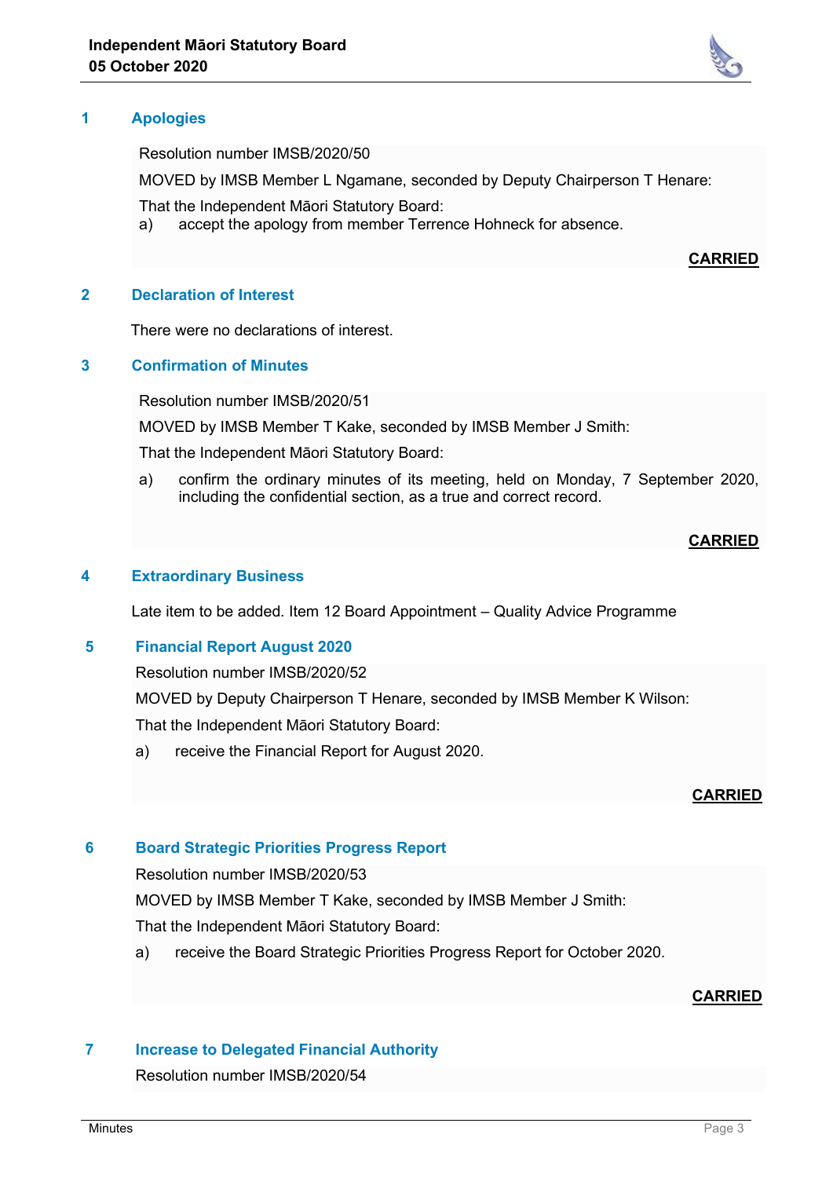## 1 Apologies

Resolution number IMSB/2020/50

MOVED by IMSB Member L Ngamane, seconded by Deputy Chairperson T Henare:

That the Independent Māori Statutory Board:

a) accept the apology from member Terrence Hohneck for absence.

**CARRIED**

## 2 Declaration of Interest

There were no declarations of interest.

## 3 Confirmation of Minutes

Resolution number IMSB/2020/51

MOVED by IMSB Member T Kake, seconded by IMSB Member J Smith:

That the Independent Māori Statutory Board:

a) confirm the ordinary minutes of its meeting, held on Monday, 7 September 2020, including the confidential section, as a true and correct record.

**CARRIED**

## 4 Extraordinary Business

Late item to be added. Item 12 Board Appointment – Quality Advice Programme

## 5 Financial Report August 2020

Resolution number IMSB/2020/52

MOVED by Deputy Chairperson T Henare, seconded by IMSB Member K Wilson:

That the Independent Māori Statutory Board:

a) receive the Financial Report for August 2020.

**CARRIED**

## 6 Board Strategic Priorities Progress Report

Resolution number IMSB/2020/53

MOVED by IMSB Member T Kake, seconded by IMSB Member J Smith:

That the Independent Māori Statutory Board:

a) receive the Board Strategic Priorities Progress Report for October 2020.

**CARRIED**

## 7 Increase to Delegated Financial Authority

Resolution number IMSB/2020/54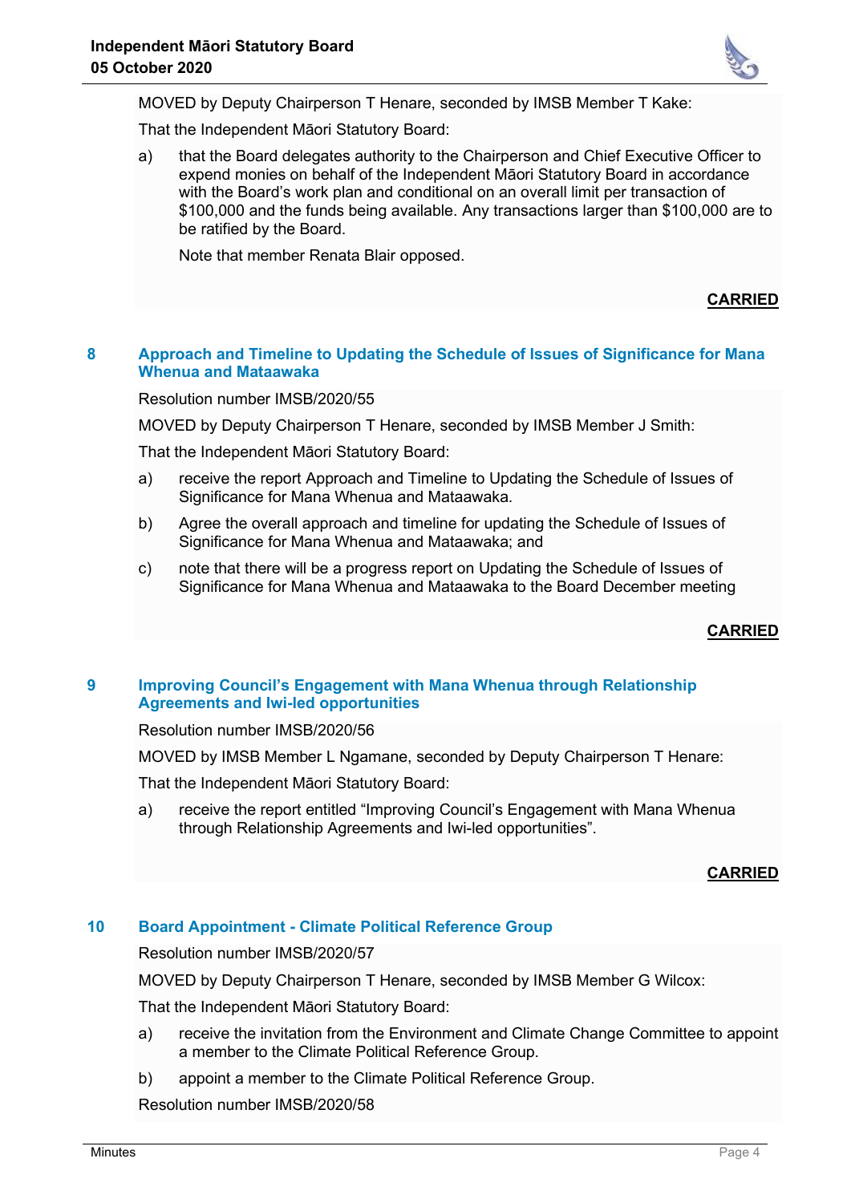MOVED by Deputy Chairperson T Henare, seconded by IMSB Member T Kake:

That the Independent Māori Statutory Board:

a) that the Board delegates authority to the Chairperson and Chief Executive Officer to expend monies on behalf of the Independent Māori Statutory Board in accordance with the Board's work plan and conditional on an overall limit per transaction of $100,000 and the funds being available. Any transactions larger than $100,000 are to be ratified by the Board.

   Note that member Renata Blair opposed.

**CARRIED**

## 8 Approach and Timeline to Updating the Schedule of Issues of Significance for Mana Whenua and Mataawaka

Resolution number IMSB/2020/55

MOVED by Deputy Chairperson T Henare, seconded by IMSB Member J Smith:

That the Independent Māori Statutory Board:

a) receive the report Approach and Timeline to Updating the Schedule of Issues of Significance for Mana Whenua and Mataawaka.

b) Agree the overall approach and timeline for updating the Schedule of Issues of Significance for Mana Whenua and Mataawaka; and

c) note that there will be a progress report on Updating the Schedule of Issues of Significance for Mana Whenua and Mataawaka to the Board December meeting

**CARRIED**

## 9 Improving Council's Engagement with Mana Whenua through Relationship Agreements and Iwi-led opportunities

Resolution number IMSB/2020/56

MOVED by IMSB Member L Ngamane, seconded by Deputy Chairperson T Henare:

That the Independent Māori Statutory Board:

a) receive the report entitled "Improving Council's Engagement with Mana Whenua through Relationship Agreements and Iwi-led opportunities".

**CARRIED**

## 10 Board Appointment - Climate Political Reference Group

Resolution number IMSB/2020/57

MOVED by Deputy Chairperson T Henare, seconded by IMSB Member G Wilcox:

That the Independent Māori Statutory Board:

a) receive the invitation from the Environment and Climate Change Committee to appoint a member to the Climate Political Reference Group.

b) appoint a member to the Climate Political Reference Group.

Resolution number IMSB/2020/58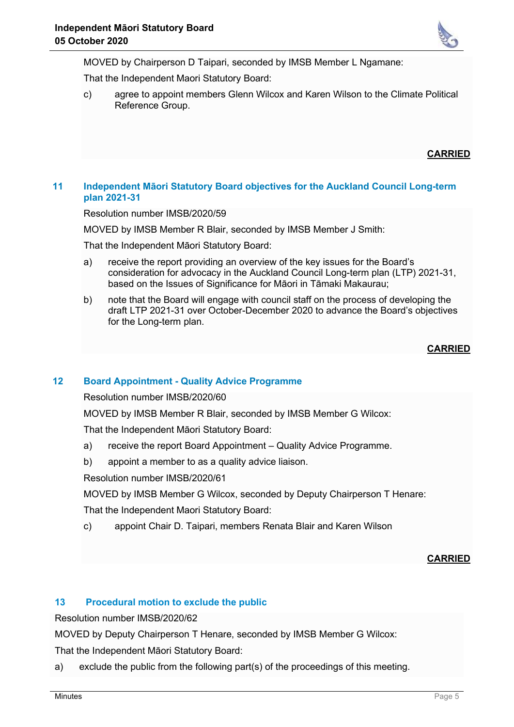MOVED by Chairperson D Taipari, seconded by IMSB Member L Ngamane:

That the Independent Maori Statutory Board:

c) agree to appoint members Glenn Wilcox and Karen Wilson to the Climate Political Reference Group.

**CARRIED**

## 11 Independent Māori Statutory Board objectives for the Auckland Council Long-term plan 2021-31

Resolution number IMSB/2020/59

MOVED by IMSB Member R Blair, seconded by IMSB Member J Smith:

That the Independent Māori Statutory Board:

a) receive the report providing an overview of the key issues for the Board's consideration for advocacy in the Auckland Council Long-term plan (LTP) 2021-31, based on the Issues of Significance for Māori in Tāmaki Makaurau;

b) note that the Board will engage with council staff on the process of developing the draft LTP 2021-31 over October-December 2020 to advance the Board's objectives for the Long-term plan.

**CARRIED**

## 12 Board Appointment - Quality Advice Programme

Resolution number IMSB/2020/60

MOVED by IMSB Member R Blair, seconded by IMSB Member G Wilcox:

That the Independent Māori Statutory Board:

a) receive the report Board Appointment – Quality Advice Programme.

b) appoint a member to as a quality advice liaison.

Resolution number IMSB/2020/61

MOVED by IMSB Member G Wilcox, seconded by Deputy Chairperson T Henare:

That the Independent Maori Statutory Board:

c) appoint Chair D. Taipari, members Renata Blair and Karen Wilson

**CARRIED**

## 13 Procedural motion to exclude the public

Resolution number IMSB/2020/62

MOVED by Deputy Chairperson T Henare, seconded by IMSB Member G Wilcox:

That the Independent Māori Statutory Board:

a) exclude the public from the following part(s) of the proceedings of this meeting.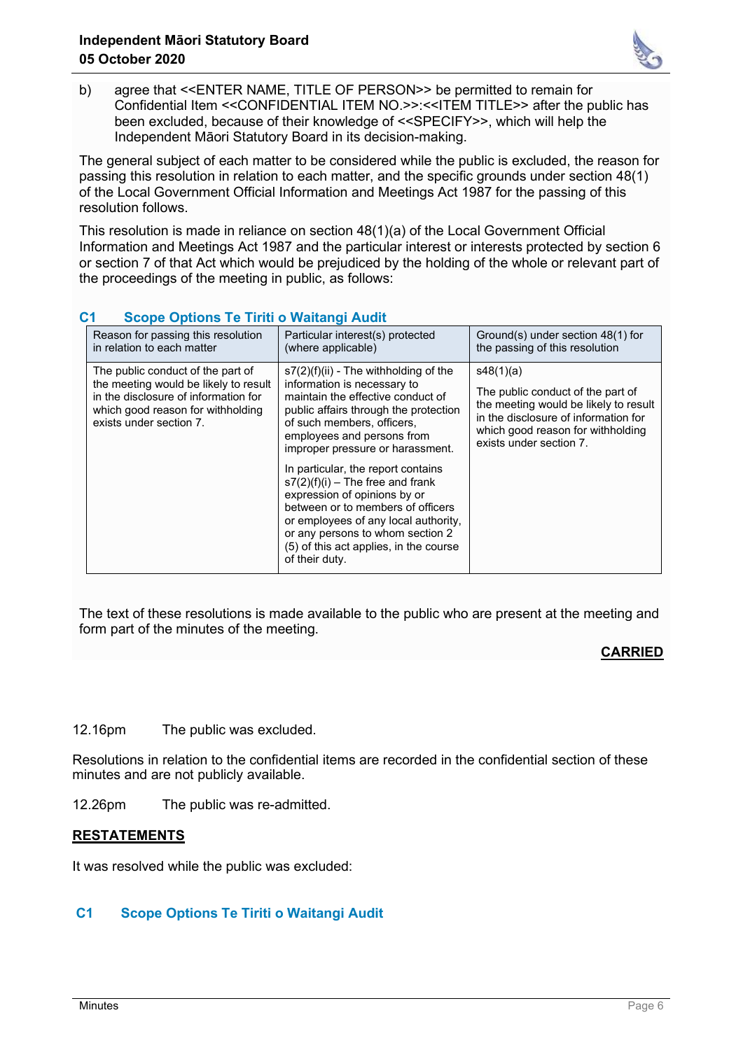b) agree that <<ENTER NAME, TITLE OF PERSON>> be permitted to remain for Confidential Item <<CONFIDENTIAL ITEM NO.>>:<<ITEM TITLE>> after the public has been excluded, because of their knowledge of <<SPECIFY>>, which will help the Independent Māori Statutory Board in its decision-making.

The general subject of each matter to be considered while the public is excluded, the reason for passing this resolution in relation to each matter, and the specific grounds under section 48(1) of the Local Government Official Information and Meetings Act 1987 for the passing of this resolution follows.

This resolution is made in reliance on section 48(1)(a) of the Local Government Official Information and Meetings Act 1987 and the particular interest or interests protected by section 6 or section 7 of that Act which would be prejudiced by the holding of the whole or relevant part of the proceedings of the meeting in public, as follows:

### C1 Scope Options Te Tiriti o Waitangi Audit

| Reason for passing this resolution in relation to each matter | Particular interest(s) protected (where applicable) | Ground(s) under section 48(1) for the passing of this resolution |
|---|---|---|
| The public conduct of the part of the meeting would be likely to result in the disclosure of information for which good reason for withholding exists under section 7. | s7(2)(f)(ii) - The withholding of the information is necessary to maintain the effective conduct of public affairs through the protection of such members, officers, employees and persons from improper pressure or harassment.<br><br>In particular, the report contains s7(2)(f)(i) – The free and frank expression of opinions by or between or to members of officers or employees of any local authority, or any persons to whom section 2 (5) of this act applies, in the course of their duty. | s48(1)(a)<br><br>The public conduct of the part of the meeting would be likely to result in the disclosure of information for which good reason for withholding exists under section 7. |

The text of these resolutions is made available to the public who are present at the meeting and form part of the minutes of the meeting.

**CARRIED**

12.16pm The public was excluded.

Resolutions in relation to the confidential items are recorded in the confidential section of these minutes and are not publicly available.

12.26pm The public was re-admitted.

**RESTATEMENTS**

It was resolved while the public was excluded:

### C1 Scope Options Te Tiriti o Waitangi Audit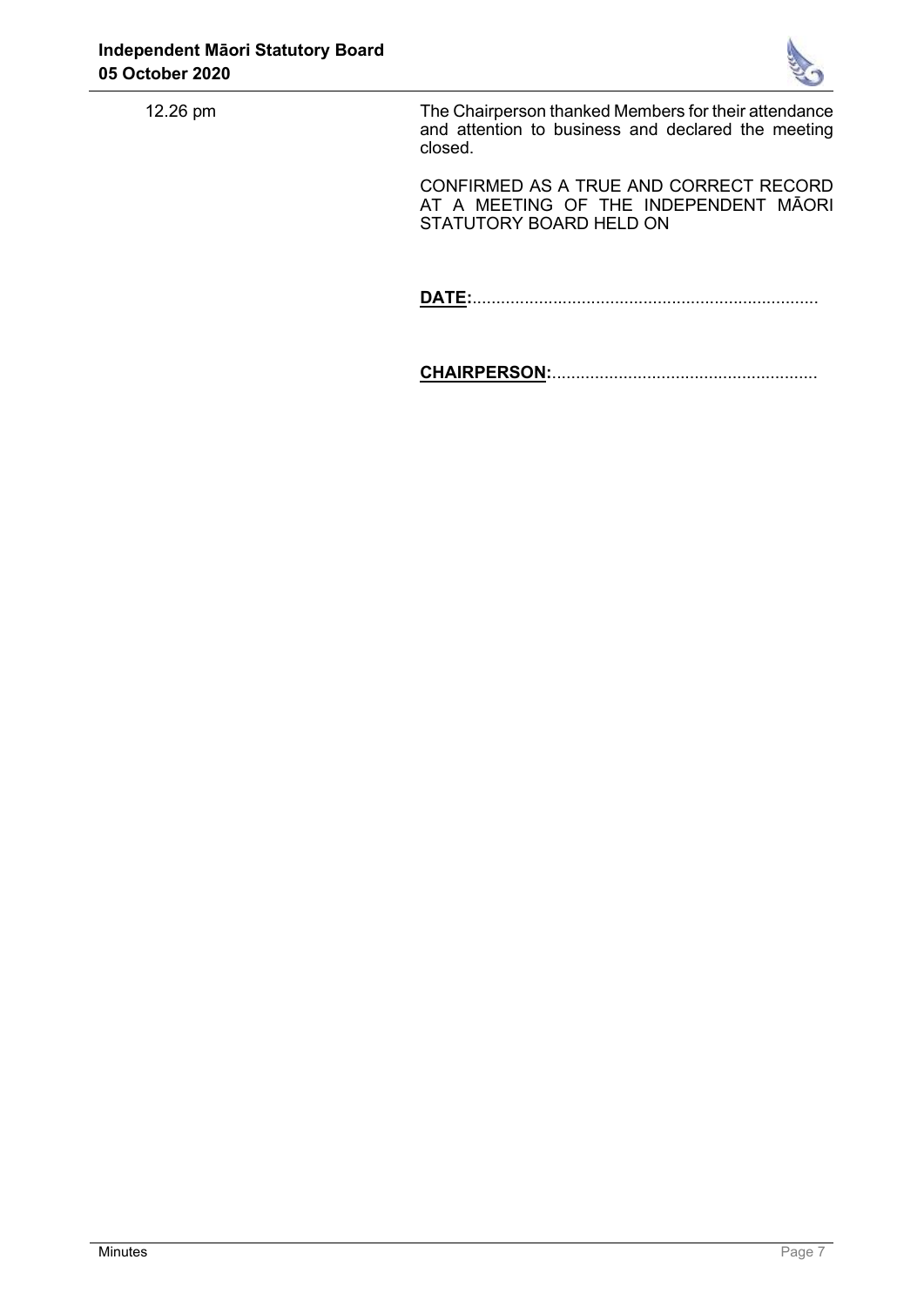12.26 pm

The Chairperson thanked Members for their attendance and attention to business and declared the meeting closed.

CONFIRMED AS A TRUE AND CORRECT RECORD AT A MEETING OF THE INDEPENDENT MĀORI STATUTORY BOARD HELD ON

**DATE:**.........................................................................

**CHAIRPERSON:**........................................................